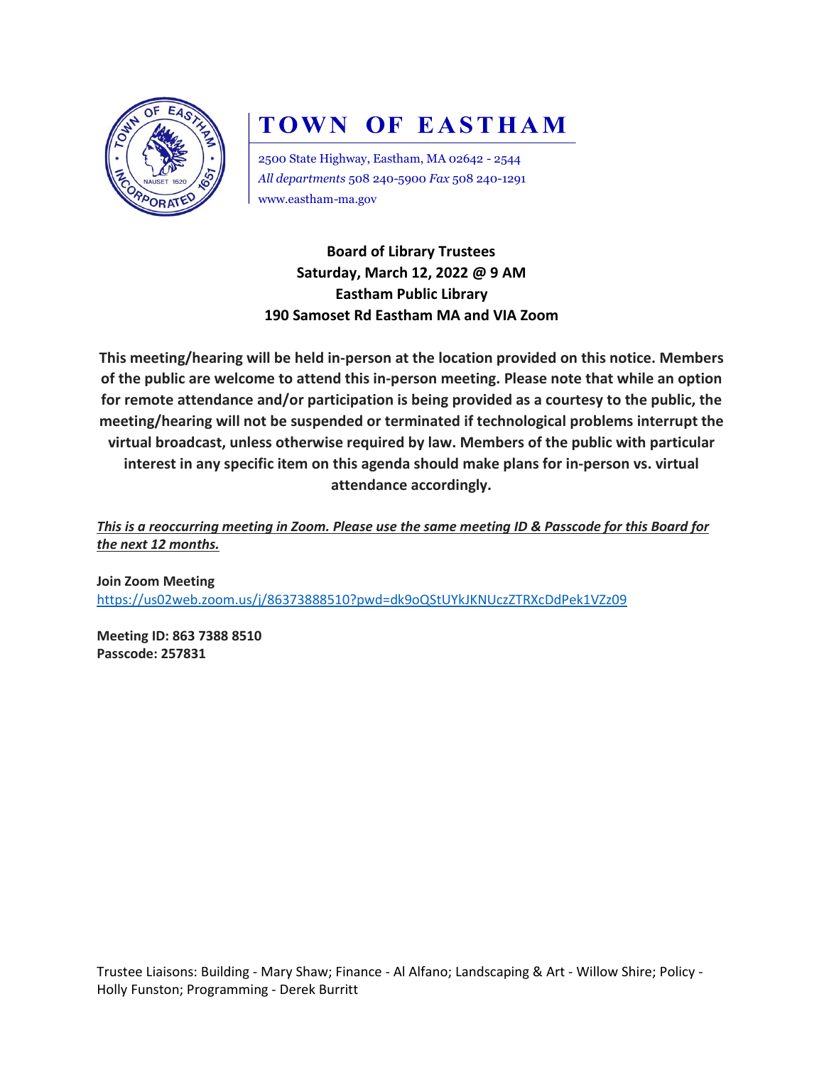# TOWN OF EASTHAM

2500 State Highway, Eastham, MA 02642 - 2544
*All departments* 508 240-5900 *Fax* 508 240-1291
www.eastham-ma.gov

**Board of Library Trustees**
**Saturday, March 12, 2022 @ 9 AM**
**Eastham Public Library**
**190 Samoset Rd Eastham MA and VIA Zoom**

**This meeting/hearing will be held in-person at the location provided on this notice. Members of the public are welcome to attend this in-person meeting. Please note that while an option for remote attendance and/or participation is being provided as a courtesy to the public, the meeting/hearing will not be suspended or terminated if technological problems interrupt the virtual broadcast, unless otherwise required by law. Members of the public with particular interest in any specific item on this agenda should make plans for in-person vs. virtual attendance accordingly.**

***This is a reoccurring meeting in Zoom. Please use the same meeting ID & Passcode for this Board for the next 12 months.***

**Join Zoom Meeting**
https://us02web.zoom.us/j/86373888510?pwd=dk9oQStUYkJKNUczZTRXcDdPek1VZz09

**Meeting ID: 863 7388 8510**
**Passcode: 257831**

Trustee Liaisons: Building - Mary Shaw; Finance - Al Alfano; Landscaping & Art - Willow Shire; Policy - Holly Funston; Programming - Derek Burritt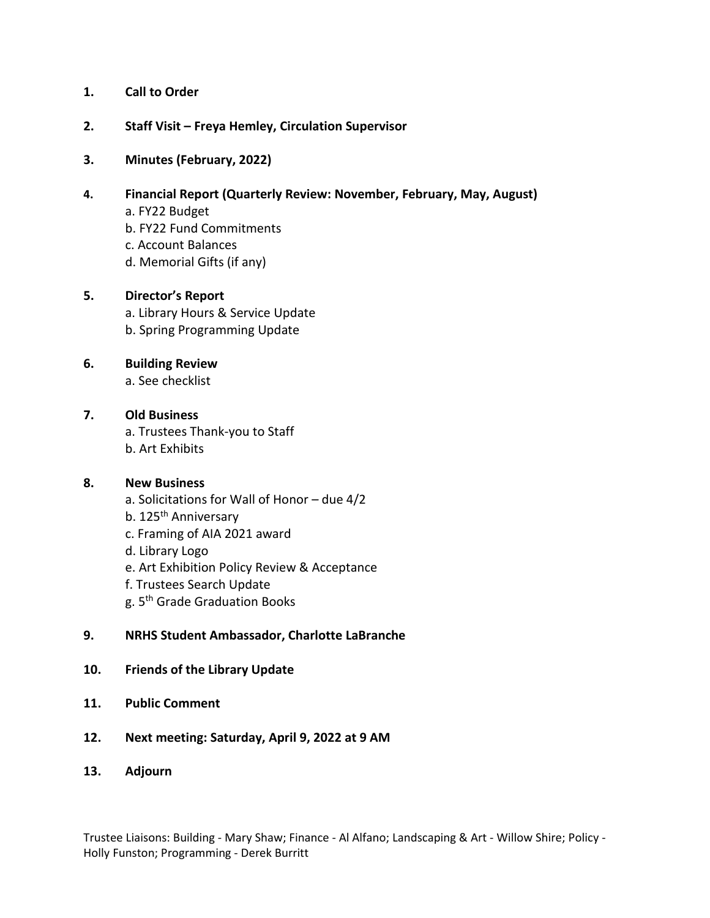1. **Call to Order**

2. **Staff Visit – Freya Hemley, Circulation Supervisor**

3. **Minutes (February, 2022)**

4. **Financial Report (Quarterly Review: November, February, May, August)**
   a. FY22 Budget
   b. FY22 Fund Commitments
   c. Account Balances
   d. Memorial Gifts (if any)

5. **Director's Report**
   a. Library Hours & Service Update
   b. Spring Programming Update

6. **Building Review**
   a. See checklist

7. **Old Business**
   a. Trustees Thank-you to Staff
   b. Art Exhibits

8. **New Business**
   a. Solicitations for Wall of Honor – due 4/2
   b. 125th Anniversary
   c. Framing of AIA 2021 award
   d. Library Logo
   e. Art Exhibition Policy Review & Acceptance
   f. Trustees Search Update
   g. 5th Grade Graduation Books

9. **NRHS Student Ambassador, Charlotte LaBranche**

10. **Friends of the Library Update**

11. **Public Comment**

12. **Next meeting: Saturday, April 9, 2022 at 9 AM**

13. **Adjourn**

Trustee Liaisons: Building - Mary Shaw; Finance - Al Alfano; Landscaping & Art - Willow Shire; Policy - Holly Funston; Programming - Derek Burritt